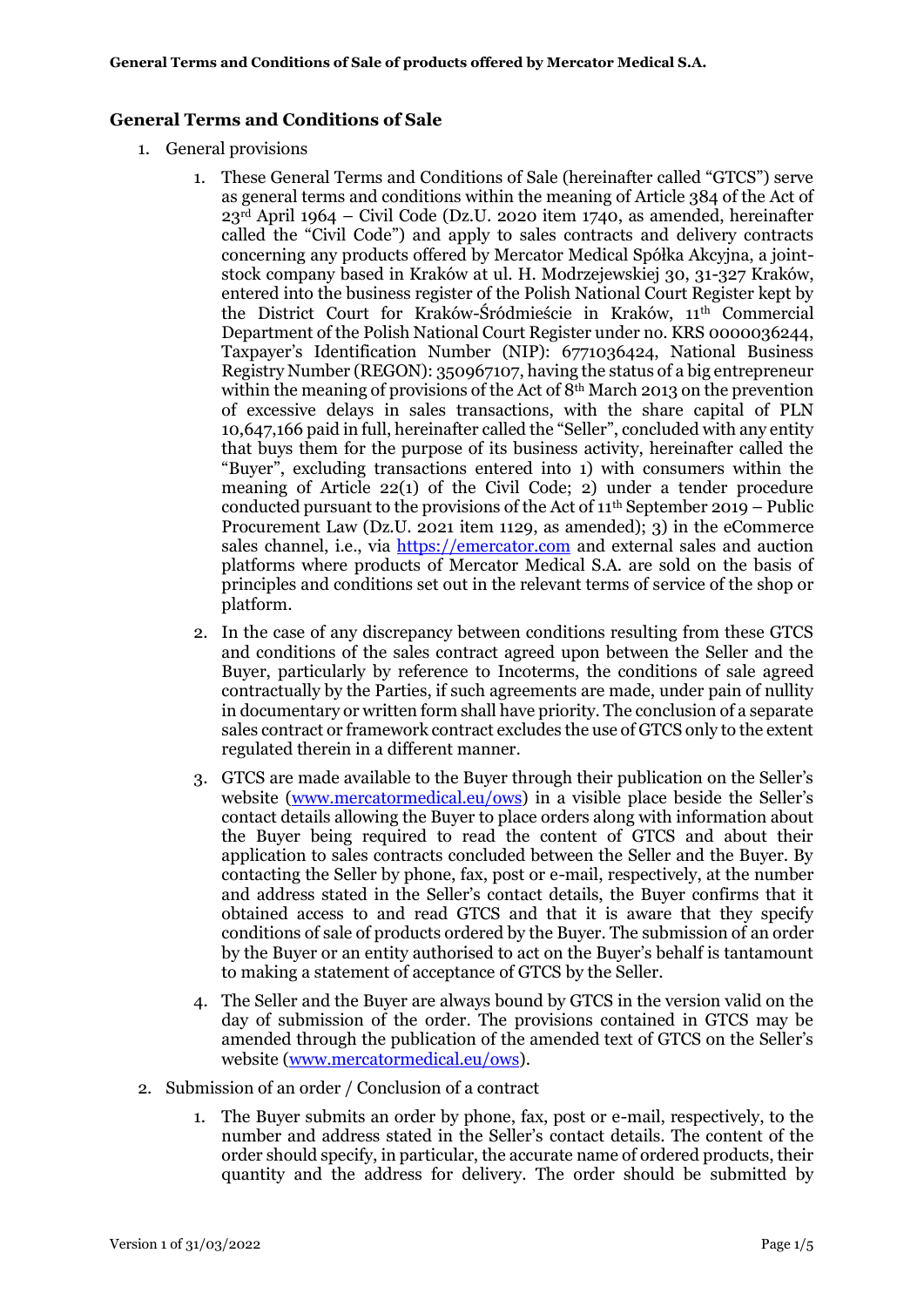# General Terms and Conditions of Sale

1. General provisions

    1. These General Terms and Conditions of Sale (hereinafter called "GTCS") serve as general terms and conditions within the meaning of Article 384 of the Act of 23rd April 1964 – Civil Code (Dz.U. 2020 item 1740, as amended, hereinafter called the "Civil Code") and apply to sales contracts and delivery contracts concerning any products offered by Mercator Medical Spółka Akcyjna, a joint-stock company based in Kraków at ul. H. Modrzejewskiej 30, 31-327 Kraków, entered into the business register of the Polish National Court Register kept by the District Court for Kraków-Śródmieście in Kraków, 11th Commercial Department of the Polish National Court Register under no. KRS 0000036244, Taxpayer's Identification Number (NIP): 6771036424, National Business Registry Number (REGON): 350967107, having the status of a big entrepreneur within the meaning of provisions of the Act of 8th March 2013 on the prevention of excessive delays in sales transactions, with the share capital of PLN 10,647,166 paid in full, hereinafter called the "Seller", concluded with any entity that buys them for the purpose of its business activity, hereinafter called the "Buyer", excluding transactions entered into 1) with consumers within the meaning of Article 22(1) of the Civil Code; 2) under a tender procedure conducted pursuant to the provisions of the Act of 11th September 2019 – Public Procurement Law (Dz.U. 2021 item 1129, as amended); 3) in the eCommerce sales channel, i.e., via https://emercator.com and external sales and auction platforms where products of Mercator Medical S.A. are sold on the basis of principles and conditions set out in the relevant terms of service of the shop or platform.
    2. In the case of any discrepancy between conditions resulting from these GTCS and conditions of the sales contract agreed upon between the Seller and the Buyer, particularly by reference to Incoterms, the conditions of sale agreed contractually by the Parties, if such agreements are made, under pain of nullity in documentary or written form shall have priority. The conclusion of a separate sales contract or framework contract excludes the use of GTCS only to the extent regulated therein in a different manner.
    3. GTCS are made available to the Buyer through their publication on the Seller's website (www.mercatormedical.eu/ows) in a visible place beside the Seller's contact details allowing the Buyer to place orders along with information about the Buyer being required to read the content of GTCS and about their application to sales contracts concluded between the Seller and the Buyer. By contacting the Seller by phone, fax, post or e-mail, respectively, at the number and address stated in the Seller's contact details, the Buyer confirms that it obtained access to and read GTCS and that it is aware that they specify conditions of sale of products ordered by the Buyer. The submission of an order by the Buyer or an entity authorised to act on the Buyer's behalf is tantamount to making a statement of acceptance of GTCS by the Seller.
    4. The Seller and the Buyer are always bound by GTCS in the version valid on the day of submission of the order. The provisions contained in GTCS may be amended through the publication of the amended text of GTCS on the Seller's website (www.mercatormedical.eu/ows).

2. Submission of an order / Conclusion of a contract

    1. The Buyer submits an order by phone, fax, post or e-mail, respectively, to the number and address stated in the Seller's contact details. The content of the order should specify, in particular, the accurate name of ordered products, their quantity and the address for delivery. The order should be submitted by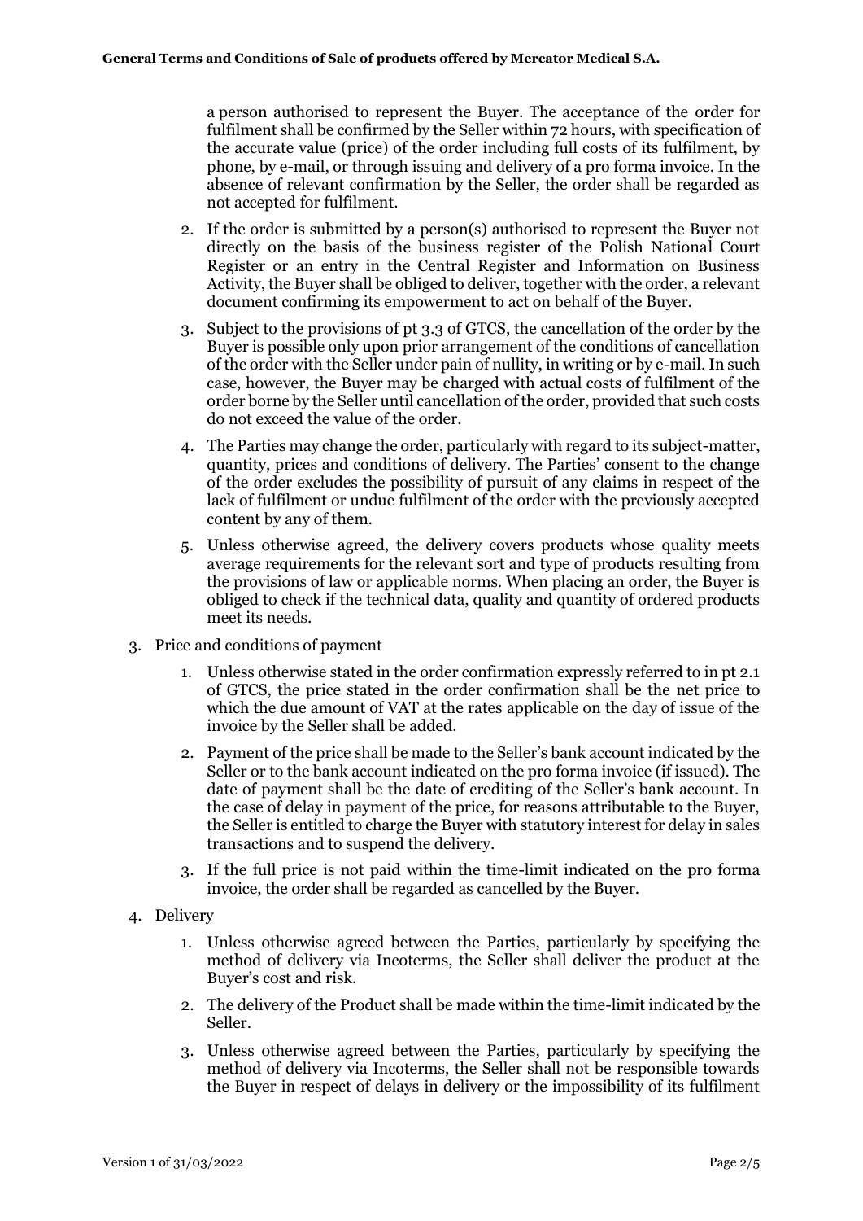a person authorised to represent the Buyer. The acceptance of the order for fulfilment shall be confirmed by the Seller within 72 hours, with specification of the accurate value (price) of the order including full costs of its fulfilment, by phone, by e-mail, or through issuing and delivery of a pro forma invoice. In the absence of relevant confirmation by the Seller, the order shall be regarded as not accepted for fulfilment.

2. If the order is submitted by a person(s) authorised to represent the Buyer not directly on the basis of the business register of the Polish National Court Register or an entry in the Central Register and Information on Business Activity, the Buyer shall be obliged to deliver, together with the order, a relevant document confirming its empowerment to act on behalf of the Buyer.
3. Subject to the provisions of pt 3.3 of GTCS, the cancellation of the order by the Buyer is possible only upon prior arrangement of the conditions of cancellation of the order with the Seller under pain of nullity, in writing or by e-mail. In such case, however, the Buyer may be charged with actual costs of fulfilment of the order borne by the Seller until cancellation of the order, provided that such costs do not exceed the value of the order.
4. The Parties may change the order, particularly with regard to its subject-matter, quantity, prices and conditions of delivery. The Parties' consent to the change of the order excludes the possibility of pursuit of any claims in respect of the lack of fulfilment or undue fulfilment of the order with the previously accepted content by any of them.
5. Unless otherwise agreed, the delivery covers products whose quality meets average requirements for the relevant sort and type of products resulting from the provisions of law or applicable norms. When placing an order, the Buyer is obliged to check if the technical data, quality and quantity of ordered products meet its needs.

3. Price and conditions of payment
    1. Unless otherwise stated in the order confirmation expressly referred to in pt 2.1 of GTCS, the price stated in the order confirmation shall be the net price to which the due amount of VAT at the rates applicable on the day of issue of the invoice by the Seller shall be added.
    2. Payment of the price shall be made to the Seller's bank account indicated by the Seller or to the bank account indicated on the pro forma invoice (if issued). The date of payment shall be the date of crediting of the Seller's bank account. In the case of delay in payment of the price, for reasons attributable to the Buyer, the Seller is entitled to charge the Buyer with statutory interest for delay in sales transactions and to suspend the delivery.
    3. If the full price is not paid within the time-limit indicated on the pro forma invoice, the order shall be regarded as cancelled by the Buyer.
4. Delivery
    1. Unless otherwise agreed between the Parties, particularly by specifying the method of delivery via Incoterms, the Seller shall deliver the product at the Buyer's cost and risk.
    2. The delivery of the Product shall be made within the time-limit indicated by the Seller.
    3. Unless otherwise agreed between the Parties, particularly by specifying the method of delivery via Incoterms, the Seller shall not be responsible towards the Buyer in respect of delays in delivery or the impossibility of its fulfilment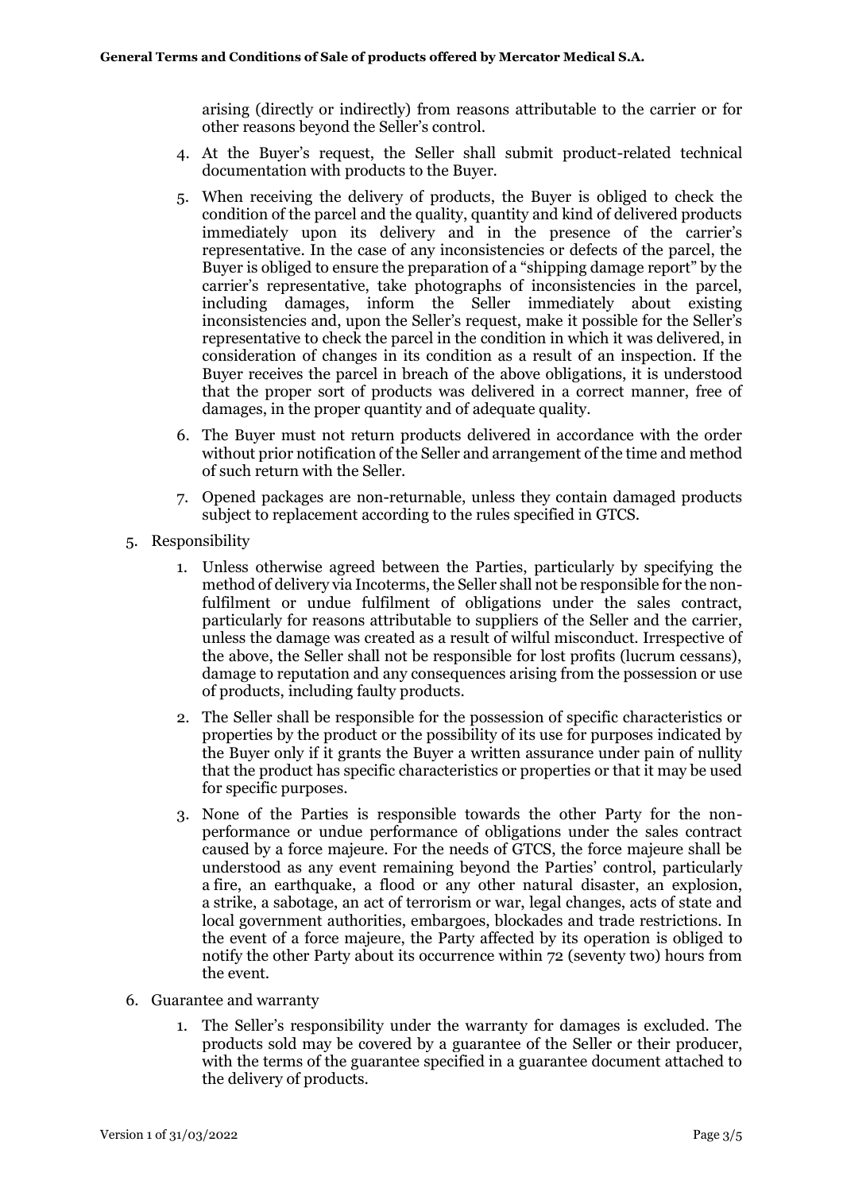arising (directly or indirectly) from reasons attributable to the carrier or for other reasons beyond the Seller's control.

4. At the Buyer's request, the Seller shall submit product-related technical documentation with products to the Buyer.
5. When receiving the delivery of products, the Buyer is obliged to check the condition of the parcel and the quality, quantity and kind of delivered products immediately upon its delivery and in the presence of the carrier's representative. In the case of any inconsistencies or defects of the parcel, the Buyer is obliged to ensure the preparation of a "shipping damage report" by the carrier's representative, take photographs of inconsistencies in the parcel, including damages, inform the Seller immediately about existing inconsistencies and, upon the Seller's request, make it possible for the Seller's representative to check the parcel in the condition in which it was delivered, in consideration of changes in its condition as a result of an inspection. If the Buyer receives the parcel in breach of the above obligations, it is understood that the proper sort of products was delivered in a correct manner, free of damages, in the proper quantity and of adequate quality.
6. The Buyer must not return products delivered in accordance with the order without prior notification of the Seller and arrangement of the time and method of such return with the Seller.
7. Opened packages are non-returnable, unless they contain damaged products subject to replacement according to the rules specified in GTCS.

5. Responsibility
   1. Unless otherwise agreed between the Parties, particularly by specifying the method of delivery via Incoterms, the Seller shall not be responsible for the non-fulfilment or undue fulfilment of obligations under the sales contract, particularly for reasons attributable to suppliers of the Seller and the carrier, unless the damage was created as a result of wilful misconduct. Irrespective of the above, the Seller shall not be responsible for lost profits (lucrum cessans), damage to reputation and any consequences arising from the possession or use of products, including faulty products.
   2. The Seller shall be responsible for the possession of specific characteristics or properties by the product or the possibility of its use for purposes indicated by the Buyer only if it grants the Buyer a written assurance under pain of nullity that the product has specific characteristics or properties or that it may be used for specific purposes.
   3. None of the Parties is responsible towards the other Party for the non-performance or undue performance of obligations under the sales contract caused by a force majeure. For the needs of GTCS, the force majeure shall be understood as any event remaining beyond the Parties' control, particularly a fire, an earthquake, a flood or any other natural disaster, an explosion, a strike, a sabotage, an act of terrorism or war, legal changes, acts of state and local government authorities, embargoes, blockades and trade restrictions. In the event of a force majeure, the Party affected by its operation is obliged to notify the other Party about its occurrence within 72 (seventy two) hours from the event.
6. Guarantee and warranty
   1. The Seller's responsibility under the warranty for damages is excluded. The products sold may be covered by a guarantee of the Seller or their producer, with the terms of the guarantee specified in a guarantee document attached to the delivery of products.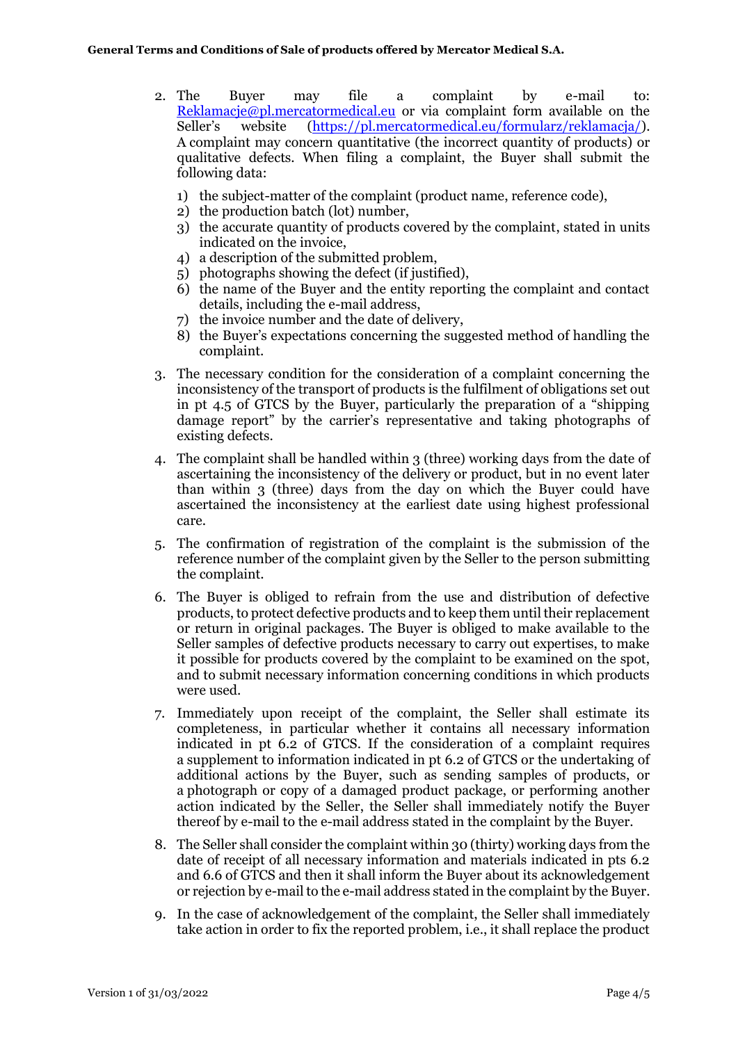2. The Buyer may file a complaint by e-mail to: Reklamacje@pl.mercatormedical.eu or via complaint form available on the Seller's website (https://pl.mercatormedical.eu/formularz/reklamacja/). A complaint may concern quantitative (the incorrect quantity of products) or qualitative defects. When filing a complaint, the Buyer shall submit the following data:
    1) the subject-matter of the complaint (product name, reference code),
    2) the production batch (lot) number,
    3) the accurate quantity of products covered by the complaint, stated in units indicated on the invoice,
    4) a description of the submitted problem,
    5) photographs showing the defect (if justified),
    6) the name of the Buyer and the entity reporting the complaint and contact details, including the e-mail address,
    7) the invoice number and the date of delivery,
    8) the Buyer's expectations concerning the suggested method of handling the complaint.
3. The necessary condition for the consideration of a complaint concerning the inconsistency of the transport of products is the fulfilment of obligations set out in pt 4.5 of GTCS by the Buyer, particularly the preparation of a "shipping damage report" by the carrier's representative and taking photographs of existing defects.
4. The complaint shall be handled within 3 (three) working days from the date of ascertaining the inconsistency of the delivery or product, but in no event later than within 3 (three) days from the day on which the Buyer could have ascertained the inconsistency at the earliest date using highest professional care.
5. The confirmation of registration of the complaint is the submission of the reference number of the complaint given by the Seller to the person submitting the complaint.
6. The Buyer is obliged to refrain from the use and distribution of defective products, to protect defective products and to keep them until their replacement or return in original packages. The Buyer is obliged to make available to the Seller samples of defective products necessary to carry out expertises, to make it possible for products covered by the complaint to be examined on the spot, and to submit necessary information concerning conditions in which products were used.
7. Immediately upon receipt of the complaint, the Seller shall estimate its completeness, in particular whether it contains all necessary information indicated in pt 6.2 of GTCS. If the consideration of a complaint requires a supplement to information indicated in pt 6.2 of GTCS or the undertaking of additional actions by the Buyer, such as sending samples of products, or a photograph or copy of a damaged product package, or performing another action indicated by the Seller, the Seller shall immediately notify the Buyer thereof by e-mail to the e-mail address stated in the complaint by the Buyer.
8. The Seller shall consider the complaint within 30 (thirty) working days from the date of receipt of all necessary information and materials indicated in pts 6.2 and 6.6 of GTCS and then it shall inform the Buyer about its acknowledgement or rejection by e-mail to the e-mail address stated in the complaint by the Buyer.
9. In the case of acknowledgement of the complaint, the Seller shall immediately take action in order to fix the reported problem, i.e., it shall replace the product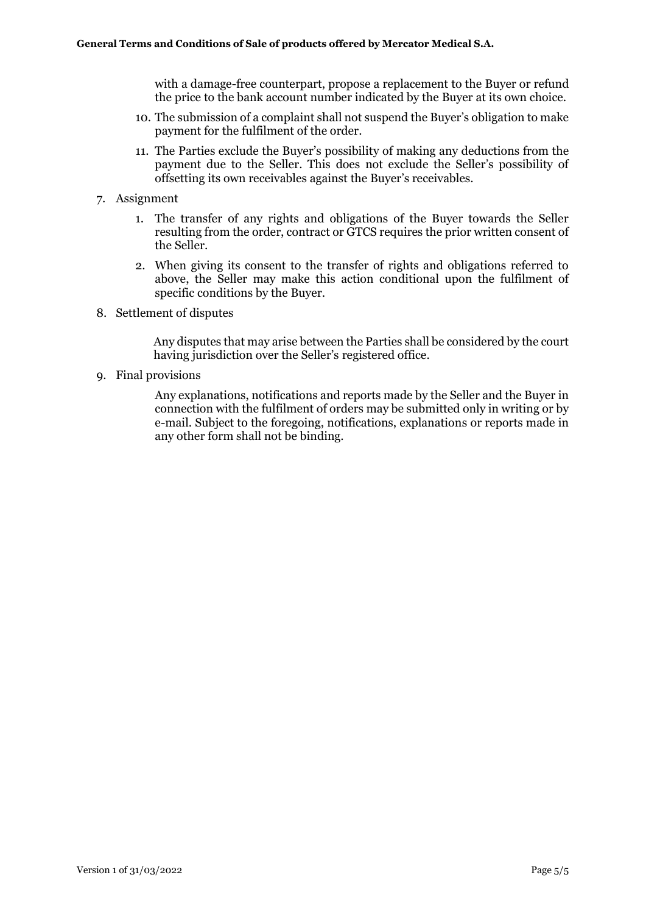with a damage-free counterpart, propose a replacement to the Buyer or refund the price to the bank account number indicated by the Buyer at its own choice.

10. The submission of a complaint shall not suspend the Buyer's obligation to make payment for the fulfilment of the order.
11. The Parties exclude the Buyer's possibility of making any deductions from the payment due to the Seller. This does not exclude the Seller's possibility of offsetting its own receivables against the Buyer's receivables.

7. Assignment

    1. The transfer of any rights and obligations of the Buyer towards the Seller resulting from the order, contract or GTCS requires the prior written consent of the Seller.
    2. When giving its consent to the transfer of rights and obligations referred to above, the Seller may make this action conditional upon the fulfilment of specific conditions by the Buyer.

8. Settlement of disputes

    Any disputes that may arise between the Parties shall be considered by the court having jurisdiction over the Seller's registered office.

9. Final provisions

    Any explanations, notifications and reports made by the Seller and the Buyer in connection with the fulfilment of orders may be submitted only in writing or by e-mail. Subject to the foregoing, notifications, explanations or reports made in any other form shall not be binding.